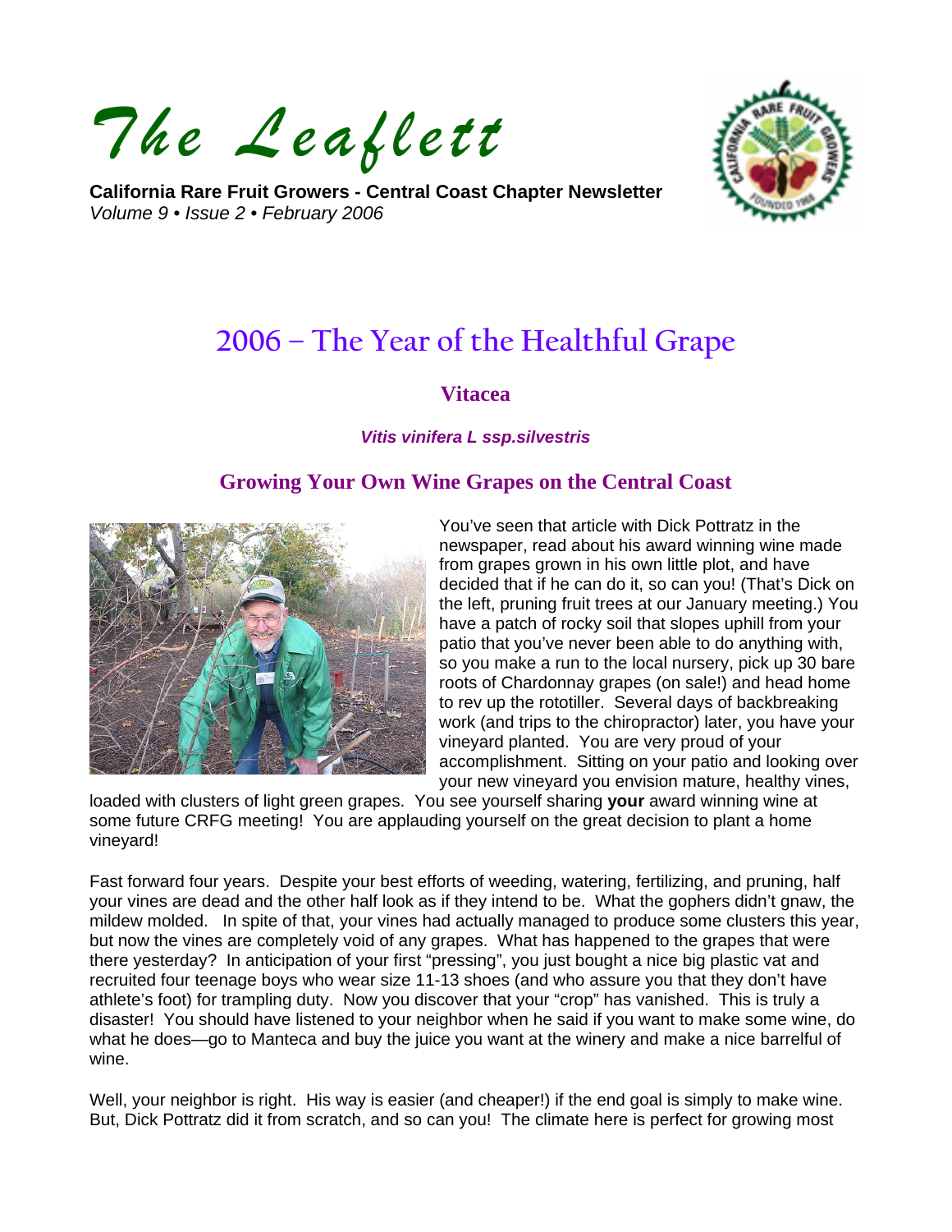# *The Leaflett*

**California Rare Fruit Growers - Central Coast Chapter Newsletter**
*Volume 9 • Issue 2 • February 2006*

## 2006 – The Year of the Healthful Grape

### Vitacea

***Vitis vinifera L ssp.silvestris***

### Growing Your Own Wine Grapes on the Central Coast

You've seen that article with Dick Pottratz in the newspaper, read about his award winning wine made from grapes grown in his own little plot, and have decided that if he can do it, so can you! (That's Dick on the left, pruning fruit trees at our January meeting.) You have a patch of rocky soil that slopes uphill from your patio that you've never been able to do anything with, so you make a run to the local nursery, pick up 30 bare roots of Chardonnay grapes (on sale!) and head home to rev up the rototiller. Several days of backbreaking work (and trips to the chiropractor) later, you have your vineyard planted. You are very proud of your accomplishment. Sitting on your patio and looking over your new vineyard you envision mature, healthy vines, loaded with clusters of light green grapes. You see yourself sharing **your** award winning wine at some future CRFG meeting! You are applauding yourself on the great decision to plant a home vineyard!

Fast forward four years. Despite your best efforts of weeding, watering, fertilizing, and pruning, half your vines are dead and the other half look as if they intend to be. What the gophers didn't gnaw, the mildew molded. In spite of that, your vines had actually managed to produce some clusters this year, but now the vines are completely void of any grapes. What has happened to the grapes that were there yesterday? In anticipation of your first "pressing", you just bought a nice big plastic vat and recruited four teenage boys who wear size 11-13 shoes (and who assure you that they don't have athlete's foot) for trampling duty. Now you discover that your "crop" has vanished. This is truly a disaster! You should have listened to your neighbor when he said if you want to make some wine, do what he does—go to Manteca and buy the juice you want at the winery and make a nice barrelful of wine.

Well, your neighbor is right. His way is easier (and cheaper!) if the end goal is simply to make wine. But, Dick Pottratz did it from scratch, and so can you! The climate here is perfect for growing most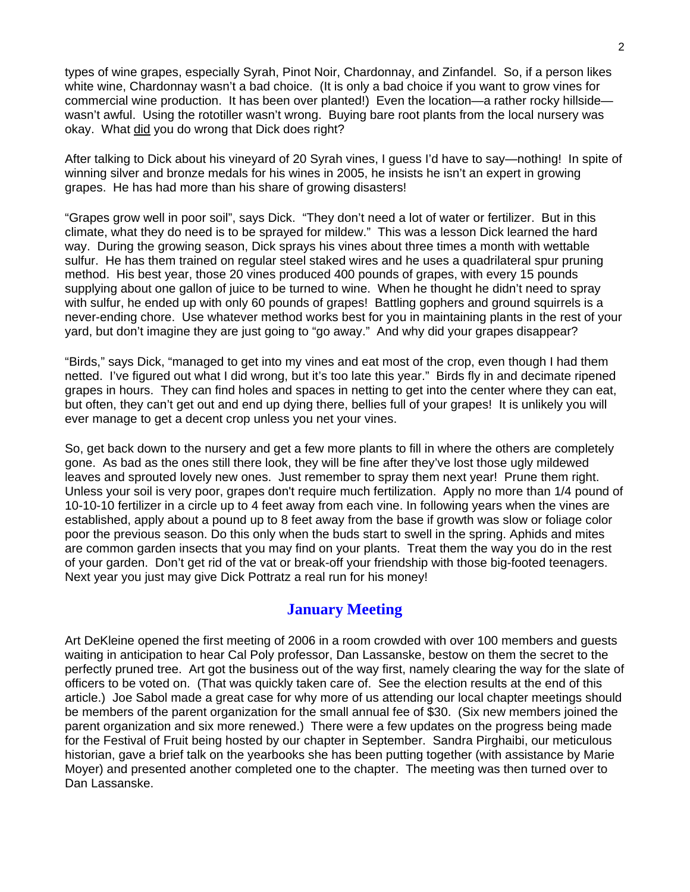types of wine grapes, especially Syrah, Pinot Noir, Chardonnay, and Zinfandel. So, if a person likes white wine, Chardonnay wasn't a bad choice. (It is only a bad choice if you want to grow vines for commercial wine production. It has been over planted!) Even the location—a rather rocky hillside—wasn't awful. Using the rototiller wasn't wrong. Buying bare root plants from the local nursery was okay. What did you do wrong that Dick does right?

After talking to Dick about his vineyard of 20 Syrah vines, I guess I'd have to say—nothing! In spite of winning silver and bronze medals for his wines in 2005, he insists he isn't an expert in growing grapes. He has had more than his share of growing disasters!

"Grapes grow well in poor soil", says Dick. "They don't need a lot of water or fertilizer. But in this climate, what they do need is to be sprayed for mildew." This was a lesson Dick learned the hard way. During the growing season, Dick sprays his vines about three times a month with wettable sulfur. He has them trained on regular steel staked wires and he uses a quadrilateral spur pruning method. His best year, those 20 vines produced 400 pounds of grapes, with every 15 pounds supplying about one gallon of juice to be turned to wine. When he thought he didn't need to spray with sulfur, he ended up with only 60 pounds of grapes! Battling gophers and ground squirrels is a never-ending chore. Use whatever method works best for you in maintaining plants in the rest of your yard, but don't imagine they are just going to "go away." And why did your grapes disappear?

"Birds," says Dick, "managed to get into my vines and eat most of the crop, even though I had them netted. I've figured out what I did wrong, but it's too late this year." Birds fly in and decimate ripened grapes in hours. They can find holes and spaces in netting to get into the center where they can eat, but often, they can't get out and end up dying there, bellies full of your grapes! It is unlikely you will ever manage to get a decent crop unless you net your vines.

So, get back down to the nursery and get a few more plants to fill in where the others are completely gone. As bad as the ones still there look, they will be fine after they've lost those ugly mildewed leaves and sprouted lovely new ones. Just remember to spray them next year! Prune them right. Unless your soil is very poor, grapes don't require much fertilization. Apply no more than 1/4 pound of 10-10-10 fertilizer in a circle up to 4 feet away from each vine. In following years when the vines are established, apply about a pound up to 8 feet away from the base if growth was slow or foliage color poor the previous season. Do this only when the buds start to swell in the spring. Aphids and mites are common garden insects that you may find on your plants. Treat them the way you do in the rest of your garden. Don't get rid of the vat or break-off your friendship with those big-footed teenagers. Next year you just may give Dick Pottratz a real run for his money!

## January Meeting

Art DeKleine opened the first meeting of 2006 in a room crowded with over 100 members and guests waiting in anticipation to hear Cal Poly professor, Dan Lassanske, bestow on them the secret to the perfectly pruned tree. Art got the business out of the way first, namely clearing the way for the slate of officers to be voted on. (That was quickly taken care of. See the election results at the end of this article.) Joe Sabol made a great case for why more of us attending our local chapter meetings should be members of the parent organization for the small annual fee of $30. (Six new members joined the parent organization and six more renewed.) There were a few updates on the progress being made for the Festival of Fruit being hosted by our chapter in September. Sandra Pirghaibi, our meticulous historian, gave a brief talk on the yearbooks she has been putting together (with assistance by Marie Moyer) and presented another completed one to the chapter. The meeting was then turned over to Dan Lassanske.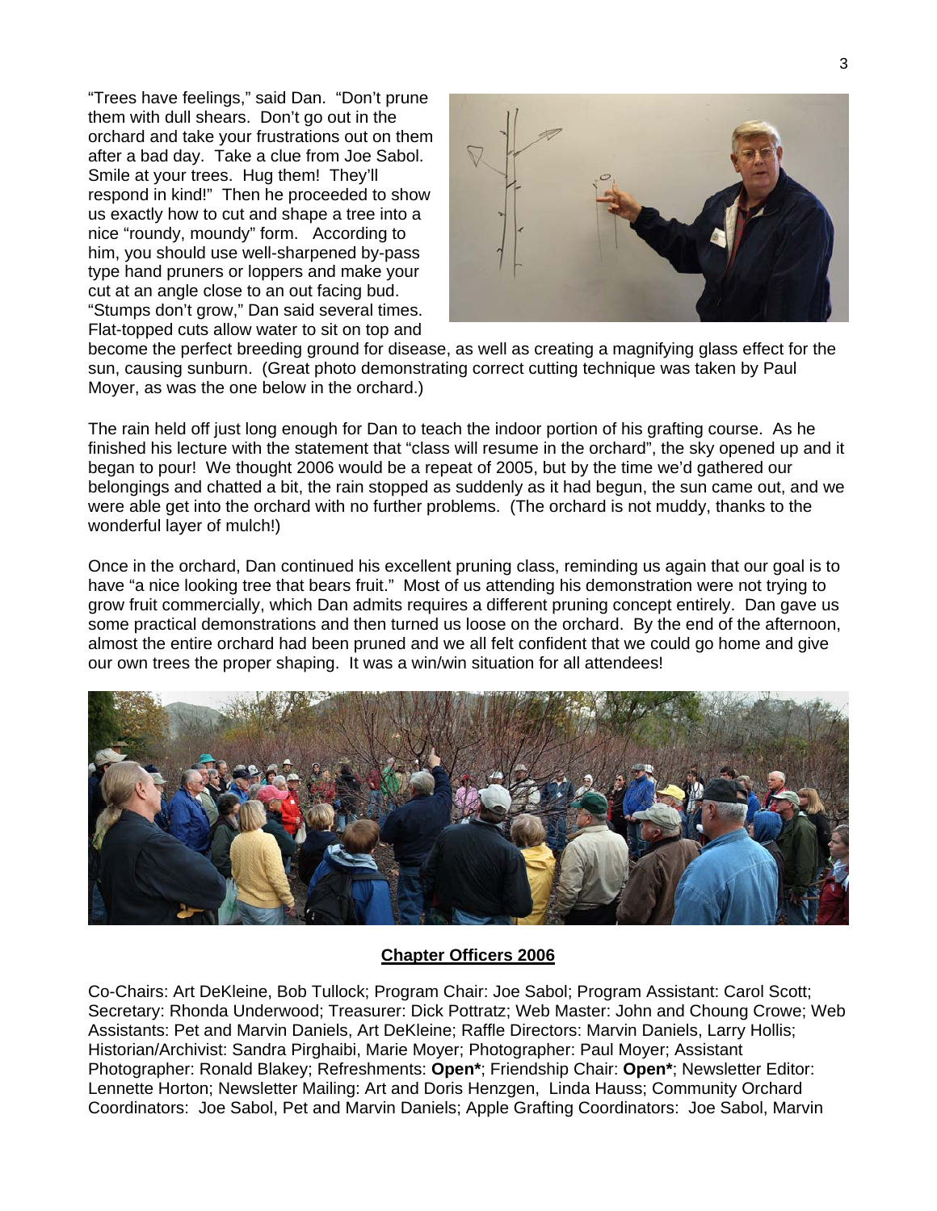"Trees have feelings," said Dan. "Don't prune them with dull shears. Don't go out in the orchard and take your frustrations out on them after a bad day. Take a clue from Joe Sabol. Smile at your trees. Hug them! They'll respond in kind!" Then he proceeded to show us exactly how to cut and shape a tree into a nice "roundy, moundy" form. According to him, you should use well-sharpened by-pass type hand pruners or loppers and make your cut at an angle close to an out facing bud. "Stumps don't grow," Dan said several times. Flat-topped cuts allow water to sit on top and become the perfect breeding ground for disease, as well as creating a magnifying glass effect for the sun, causing sunburn. (Great photo demonstrating correct cutting technique was taken by Paul Moyer, as was the one below in the orchard.)

The rain held off just long enough for Dan to teach the indoor portion of his grafting course. As he finished his lecture with the statement that "class will resume in the orchard", the sky opened up and it began to pour! We thought 2006 would be a repeat of 2005, but by the time we'd gathered our belongings and chatted a bit, the rain stopped as suddenly as it had begun, the sun came out, and we were able get into the orchard with no further problems. (The orchard is not muddy, thanks to the wonderful layer of mulch!)

Once in the orchard, Dan continued his excellent pruning class, reminding us again that our goal is to have "a nice looking tree that bears fruit." Most of us attending his demonstration were not trying to grow fruit commercially, which Dan admits requires a different pruning concept entirely. Dan gave us some practical demonstrations and then turned us loose on the orchard. By the end of the afternoon, almost the entire orchard had been pruned and we all felt confident that we could go home and give our own trees the proper shaping. It was a win/win situation for all attendees!

**Chapter Officers 2006**

Co-Chairs: Art DeKleine, Bob Tullock; Program Chair: Joe Sabol; Program Assistant: Carol Scott; Secretary: Rhonda Underwood; Treasurer: Dick Pottratz; Web Master: John and Choung Crowe; Web Assistants: Pet and Marvin Daniels, Art DeKleine; Raffle Directors: Marvin Daniels, Larry Hollis; Historian/Archivist: Sandra Pirghaibi, Marie Moyer; Photographer: Paul Moyer; Assistant Photographer: Ronald Blakey; Refreshments: **Open***; Friendship Chair: **Open***; Newsletter Editor: Lennette Horton; Newsletter Mailing: Art and Doris Henzgen, Linda Hauss; Community Orchard Coordinators: Joe Sabol, Pet and Marvin Daniels; Apple Grafting Coordinators: Joe Sabol, Marvin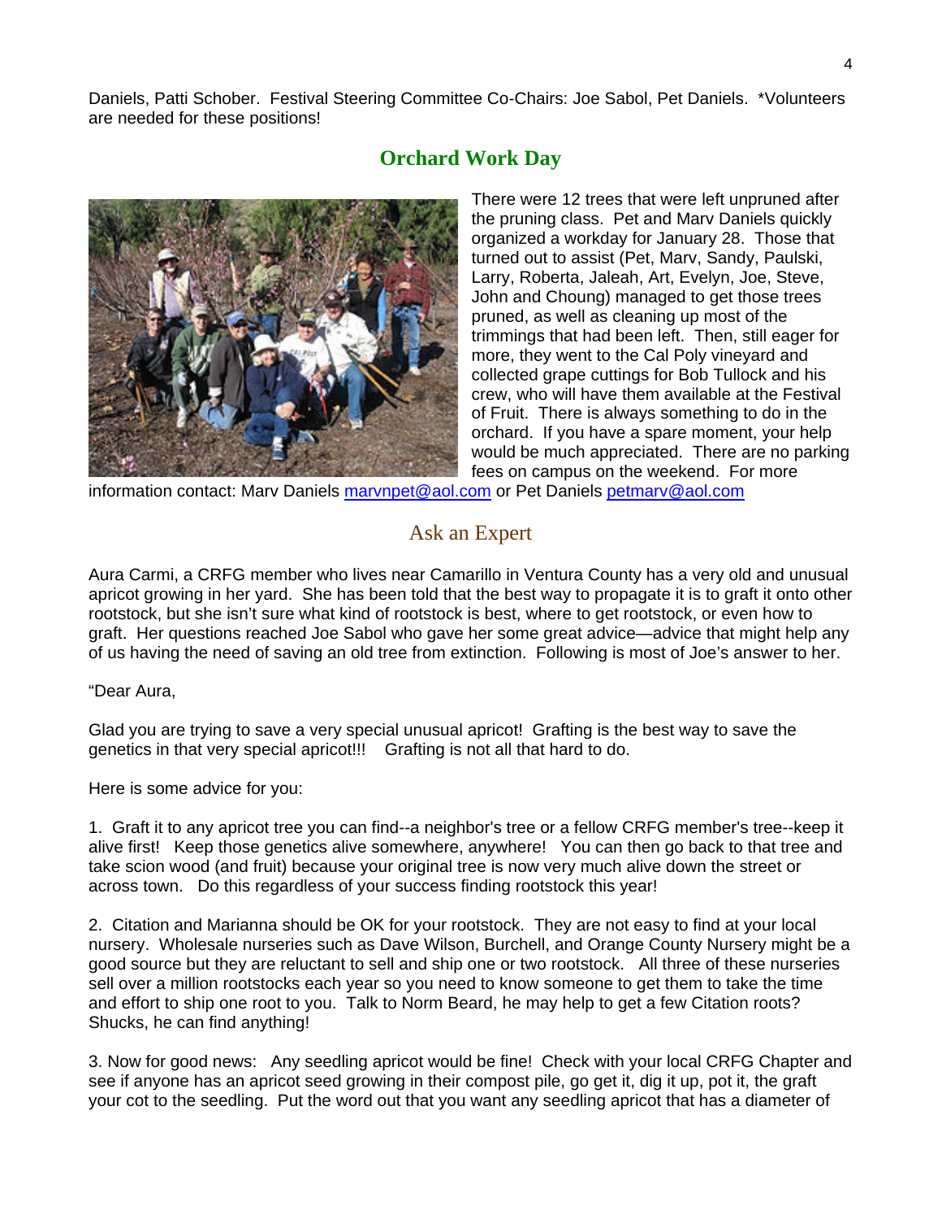Daniels, Patti Schober. Festival Steering Committee Co-Chairs: Joe Sabol, Pet Daniels. *Volunteers are needed for these positions!

## Orchard Work Day

There were 12 trees that were left unpruned after the pruning class. Pet and Marv Daniels quickly organized a workday for January 28. Those that turned out to assist (Pet, Marv, Sandy, Paulski, Larry, Roberta, Jaleah, Art, Evelyn, Joe, Steve, John and Choung) managed to get those trees pruned, as well as cleaning up most of the trimmings that had been left. Then, still eager for more, they went to the Cal Poly vineyard and collected grape cuttings for Bob Tullock and his crew, who will have them available at the Festival of Fruit. There is always something to do in the orchard. If you have a spare moment, your help would be much appreciated. There are no parking fees on campus on the weekend. For more information contact: Marv Daniels marvnpet@aol.com or Pet Daniels petmarv@aol.com

## Ask an Expert

Aura Carmi, a CRFG member who lives near Camarillo in Ventura County has a very old and unusual apricot growing in her yard. She has been told that the best way to propagate it is to graft it onto other rootstock, but she isn't sure what kind of rootstock is best, where to get rootstock, or even how to graft. Her questions reached Joe Sabol who gave her some great advice—advice that might help any of us having the need of saving an old tree from extinction. Following is most of Joe's answer to her.

"Dear Aura,

Glad you are trying to save a very special unusual apricot! Grafting is the best way to save the genetics in that very special apricot!!! Grafting is not all that hard to do.

Here is some advice for you:

1. Graft it to any apricot tree you can find--a neighbor's tree or a fellow CRFG member's tree--keep it alive first! Keep those genetics alive somewhere, anywhere! You can then go back to that tree and take scion wood (and fruit) because your original tree is now very much alive down the street or across town. Do this regardless of your success finding rootstock this year!

2. Citation and Marianna should be OK for your rootstock. They are not easy to find at your local nursery. Wholesale nurseries such as Dave Wilson, Burchell, and Orange County Nursery might be a good source but they are reluctant to sell and ship one or two rootstock. All three of these nurseries sell over a million rootstocks each year so you need to know someone to get them to take the time and effort to ship one root to you. Talk to Norm Beard, he may help to get a few Citation roots? Shucks, he can find anything!

3. Now for good news: Any seedling apricot would be fine! Check with your local CRFG Chapter and see if anyone has an apricot seed growing in their compost pile, go get it, dig it up, pot it, the graft your cot to the seedling. Put the word out that you want any seedling apricot that has a diameter of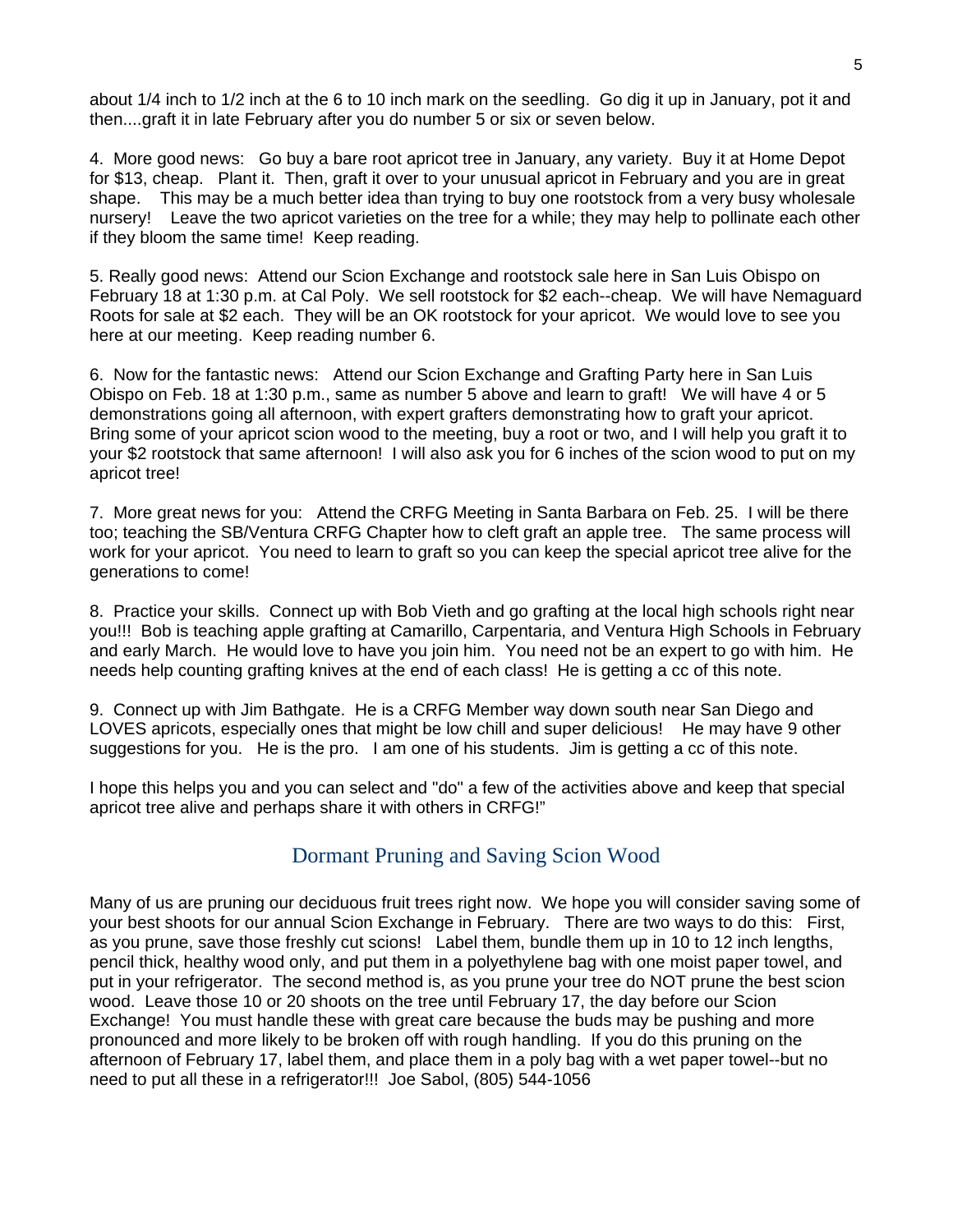about 1/4 inch to 1/2 inch at the 6 to 10 inch mark on the seedling. Go dig it up in January, pot it and then....graft it in late February after you do number 5 or six or seven below.

4. More good news: Go buy a bare root apricot tree in January, any variety. Buy it at Home Depot for $13, cheap. Plant it. Then, graft it over to your unusual apricot in February and you are in great shape. This may be a much better idea than trying to buy one rootstock from a very busy wholesale nursery! Leave the two apricot varieties on the tree for a while; they may help to pollinate each other if they bloom the same time! Keep reading.

5. Really good news: Attend our Scion Exchange and rootstock sale here in San Luis Obispo on February 18 at 1:30 p.m. at Cal Poly. We sell rootstock for $2 each--cheap. We will have Nemaguard Roots for sale at $2 each. They will be an OK rootstock for your apricot. We would love to see you here at our meeting. Keep reading number 6.

6. Now for the fantastic news: Attend our Scion Exchange and Grafting Party here in San Luis Obispo on Feb. 18 at 1:30 p.m., same as number 5 above and learn to graft! We will have 4 or 5 demonstrations going all afternoon, with expert grafters demonstrating how to graft your apricot. Bring some of your apricot scion wood to the meeting, buy a root or two, and I will help you graft it to your $2 rootstock that same afternoon! I will also ask you for 6 inches of the scion wood to put on my apricot tree!

7. More great news for you: Attend the CRFG Meeting in Santa Barbara on Feb. 25. I will be there too; teaching the SB/Ventura CRFG Chapter how to cleft graft an apple tree. The same process will work for your apricot. You need to learn to graft so you can keep the special apricot tree alive for the generations to come!

8. Practice your skills. Connect up with Bob Vieth and go grafting at the local high schools right near you!!! Bob is teaching apple grafting at Camarillo, Carpentaria, and Ventura High Schools in February and early March. He would love to have you join him. You need not be an expert to go with him. He needs help counting grafting knives at the end of each class! He is getting a cc of this note.

9. Connect up with Jim Bathgate. He is a CRFG Member way down south near San Diego and LOVES apricots, especially ones that might be low chill and super delicious! He may have 9 other suggestions for you. He is the pro. I am one of his students. Jim is getting a cc of this note.

I hope this helps you and you can select and "do" a few of the activities above and keep that special apricot tree alive and perhaps share it with others in CRFG!"

## Dormant Pruning and Saving Scion Wood

Many of us are pruning our deciduous fruit trees right now. We hope you will consider saving some of your best shoots for our annual Scion Exchange in February. There are two ways to do this: First, as you prune, save those freshly cut scions! Label them, bundle them up in 10 to 12 inch lengths, pencil thick, healthy wood only, and put them in a polyethylene bag with one moist paper towel, and put in your refrigerator. The second method is, as you prune your tree do NOT prune the best scion wood. Leave those 10 or 20 shoots on the tree until February 17, the day before our Scion Exchange! You must handle these with great care because the buds may be pushing and more pronounced and more likely to be broken off with rough handling. If you do this pruning on the afternoon of February 17, label them, and place them in a poly bag with a wet paper towel--but no need to put all these in a refrigerator!!! Joe Sabol, (805) 544-1056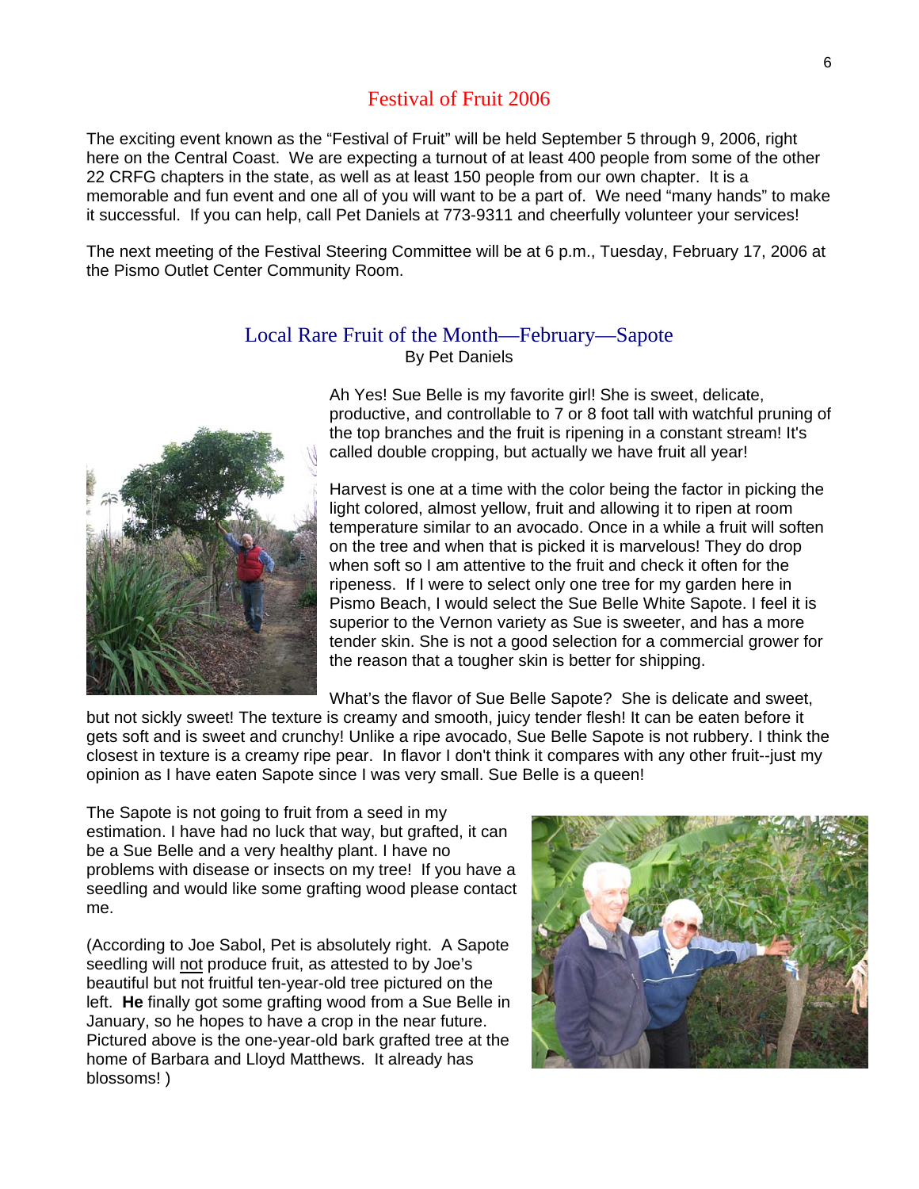## Festival of Fruit 2006

The exciting event known as the "Festival of Fruit" will be held September 5 through 9, 2006, right here on the Central Coast. We are expecting a turnout of at least 400 people from some of the other 22 CRFG chapters in the state, as well as at least 150 people from our own chapter. It is a memorable and fun event and one all of you will want to be a part of. We need "many hands" to make it successful. If you can help, call Pet Daniels at 773-9311 and cheerfully volunteer your services!

The next meeting of the Festival Steering Committee will be at 6 p.m., Tuesday, February 17, 2006 at the Pismo Outlet Center Community Room.

## Local Rare Fruit of the Month—February—Sapote

By Pet Daniels

Ah Yes! Sue Belle is my favorite girl! She is sweet, delicate, productive, and controllable to 7 or 8 foot tall with watchful pruning of the top branches and the fruit is ripening in a constant stream! It's called double cropping, but actually we have fruit all year!

Harvest is one at a time with the color being the factor in picking the light colored, almost yellow, fruit and allowing it to ripen at room temperature similar to an avocado. Once in a while a fruit will soften on the tree and when that is picked it is marvelous! They do drop when soft so I am attentive to the fruit and check it often for the ripeness. If I were to select only one tree for my garden here in Pismo Beach, I would select the Sue Belle White Sapote. I feel it is superior to the Vernon variety as Sue is sweeter, and has a more tender skin. She is not a good selection for a commercial grower for the reason that a tougher skin is better for shipping.

What's the flavor of Sue Belle Sapote? She is delicate and sweet, but not sickly sweet! The texture is creamy and smooth, juicy tender flesh! It can be eaten before it gets soft and is sweet and crunchy! Unlike a ripe avocado, Sue Belle Sapote is not rubbery. I think the closest in texture is a creamy ripe pear. In flavor I don't think it compares with any other fruit--just my opinion as I have eaten Sapote since I was very small. Sue Belle is a queen!

The Sapote is not going to fruit from a seed in my estimation. I have had no luck that way, but grafted, it can be a Sue Belle and a very healthy plant. I have no problems with disease or insects on my tree! If you have a seedling and would like some grafting wood please contact me.

(According to Joe Sabol, Pet is absolutely right. A Sapote seedling will not produce fruit, as attested to by Joe's beautiful but not fruitful ten-year-old tree pictured on the left. **He** finally got some grafting wood from a Sue Belle in January, so he hopes to have a crop in the near future. Pictured above is the one-year-old bark grafted tree at the home of Barbara and Lloyd Matthews. It already has blossoms! )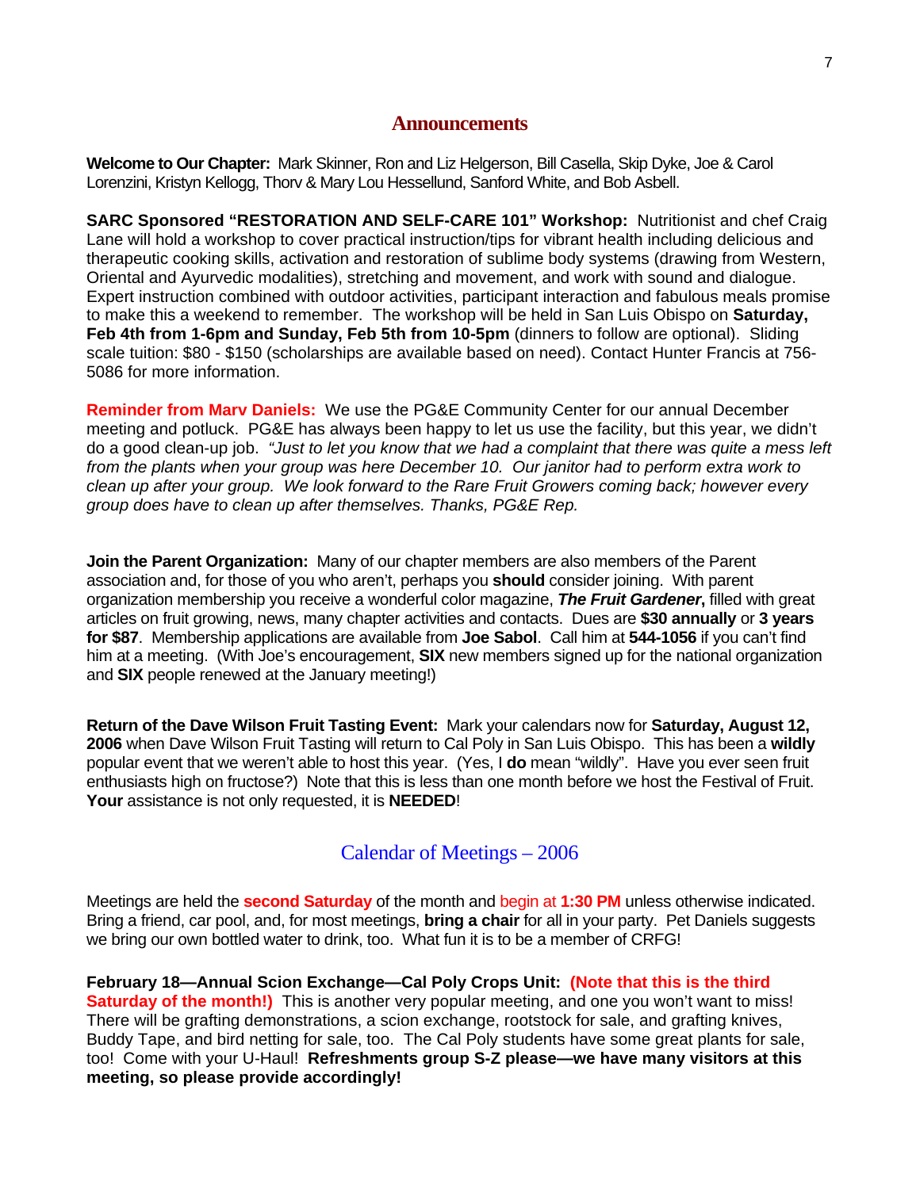## Announcements

**Welcome to Our Chapter:** Mark Skinner, Ron and Liz Helgerson, Bill Casella, Skip Dyke, Joe & Carol Lorenzini, Kristyn Kellogg, Thorv & Mary Lou Hessellund, Sanford White, and Bob Asbell.

**SARC Sponsored "RESTORATION AND SELF-CARE 101" Workshop:** Nutritionist and chef Craig Lane will hold a workshop to cover practical instruction/tips for vibrant health including delicious and therapeutic cooking skills, activation and restoration of sublime body systems (drawing from Western, Oriental and Ayurvedic modalities), stretching and movement, and work with sound and dialogue. Expert instruction combined with outdoor activities, participant interaction and fabulous meals promise to make this a weekend to remember. The workshop will be held in San Luis Obispo on **Saturday, Feb 4th from 1-6pm and Sunday, Feb 5th from 10-5pm** (dinners to follow are optional). Sliding scale tuition: $80 - $150 (scholarships are available based on need). Contact Hunter Francis at 756-5086 for more information.

**Reminder from Marv Daniels:** We use the PG&E Community Center for our annual December meeting and potluck. PG&E has always been happy to let us use the facility, but this year, we didn't do a good clean-up job. *"Just to let you know that we had a complaint that there was quite a mess left from the plants when your group was here December 10. Our janitor had to perform extra work to clean up after your group. We look forward to the Rare Fruit Growers coming back; however every group does have to clean up after themselves. Thanks, PG&E Rep.*

**Join the Parent Organization:** Many of our chapter members are also members of the Parent association and, for those of you who aren't, perhaps you **should** consider joining. With parent organization membership you receive a wonderful color magazine, ***The Fruit Gardener*****,** filled with great articles on fruit growing, news, many chapter activities and contacts. Dues are **$30 annually** or **3 years for $87**. Membership applications are available from **Joe Sabol**. Call him at **544-1056** if you can't find him at a meeting. (With Joe's encouragement, **SIX** new members signed up for the national organization and **SIX** people renewed at the January meeting!)

**Return of the Dave Wilson Fruit Tasting Event:** Mark your calendars now for **Saturday, August 12, 2006** when Dave Wilson Fruit Tasting will return to Cal Poly in San Luis Obispo. This has been a **wildly** popular event that we weren't able to host this year. (Yes, I **do** mean "wildly". Have you ever seen fruit enthusiasts high on fructose?) Note that this is less than one month before we host the Festival of Fruit. **Your** assistance is not only requested, it is **NEEDED**!

## Calendar of Meetings – 2006

Meetings are held the **second Saturday** of the month and begin at **1:30 PM** unless otherwise indicated. Bring a friend, car pool, and, for most meetings, **bring a chair** for all in your party. Pet Daniels suggests we bring our own bottled water to drink, too. What fun it is to be a member of CRFG!

**February 18—Annual Scion Exchange—Cal Poly Crops Unit: (Note that this is the third Saturday of the month!)** This is another very popular meeting, and one you won't want to miss! There will be grafting demonstrations, a scion exchange, rootstock for sale, and grafting knives, Buddy Tape, and bird netting for sale, too. The Cal Poly students have some great plants for sale, too! Come with your U-Haul! **Refreshments group S-Z please—we have many visitors at this meeting, so please provide accordingly!**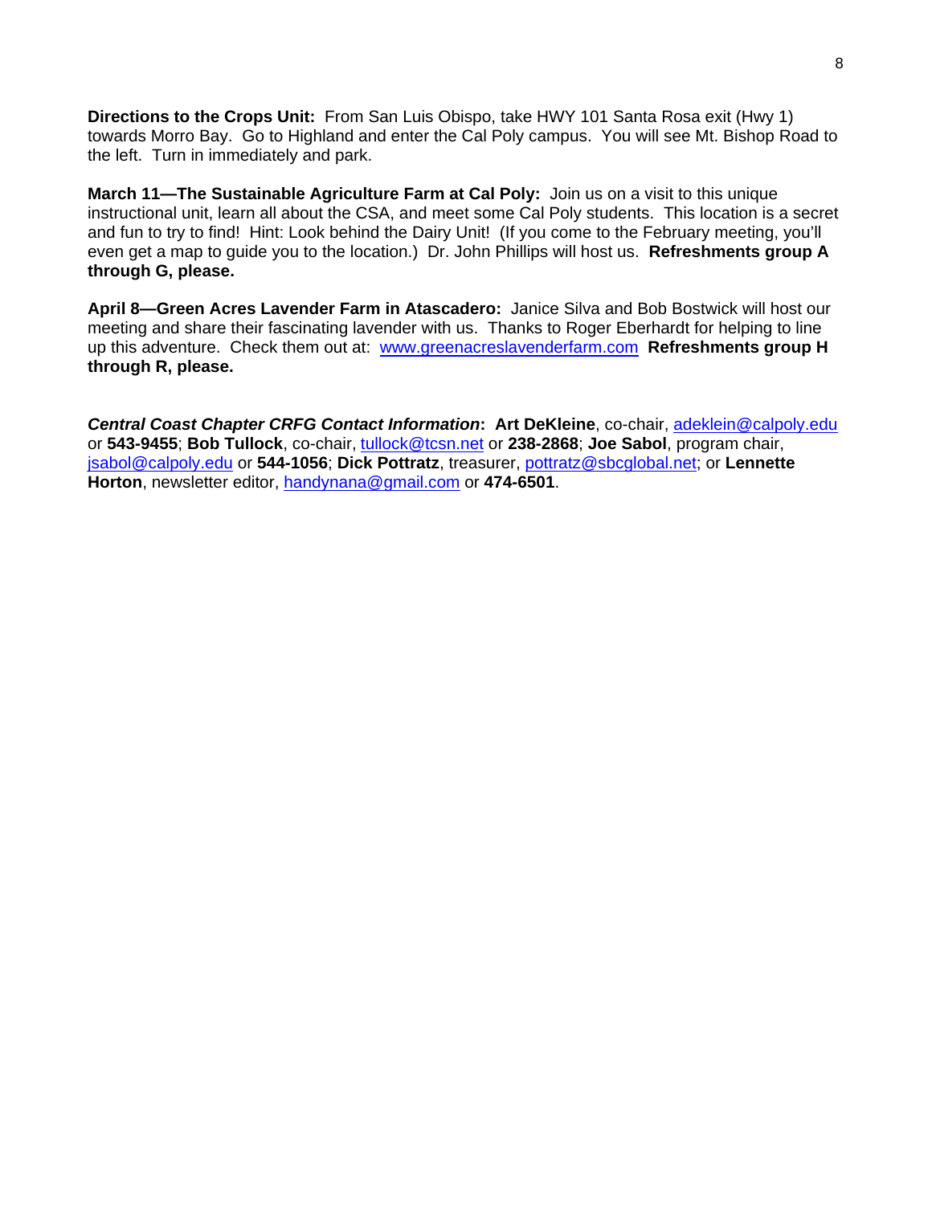**Directions to the Crops Unit:** From San Luis Obispo, take HWY 101 Santa Rosa exit (Hwy 1) towards Morro Bay. Go to Highland and enter the Cal Poly campus. You will see Mt. Bishop Road to the left. Turn in immediately and park.

**March 11—The Sustainable Agriculture Farm at Cal Poly:** Join us on a visit to this unique instructional unit, learn all about the CSA, and meet some Cal Poly students. This location is a secret and fun to try to find! Hint: Look behind the Dairy Unit! (If you come to the February meeting, you'll even get a map to guide you to the location.) Dr. John Phillips will host us. **Refreshments group A through G, please.**

**April 8—Green Acres Lavender Farm in Atascadero:** Janice Silva and Bob Bostwick will host our meeting and share their fascinating lavender with us. Thanks to Roger Eberhardt for helping to line up this adventure. Check them out at: www.greenacreslavenderfarm.com **Refreshments group H through R, please.**

***Central Coast Chapter CRFG Contact Information*:** **Art DeKleine**, co-chair, adeklein@calpoly.edu or **543-9455**; **Bob Tullock**, co-chair, tullock@tcsn.net or **238-2868**; **Joe Sabol**, program chair, jsabol@calpoly.edu or **544-1056**; **Dick Pottratz**, treasurer, pottratz@sbcglobal.net; or **Lennette Horton**, newsletter editor, handynana@gmail.com or **474-6501**.